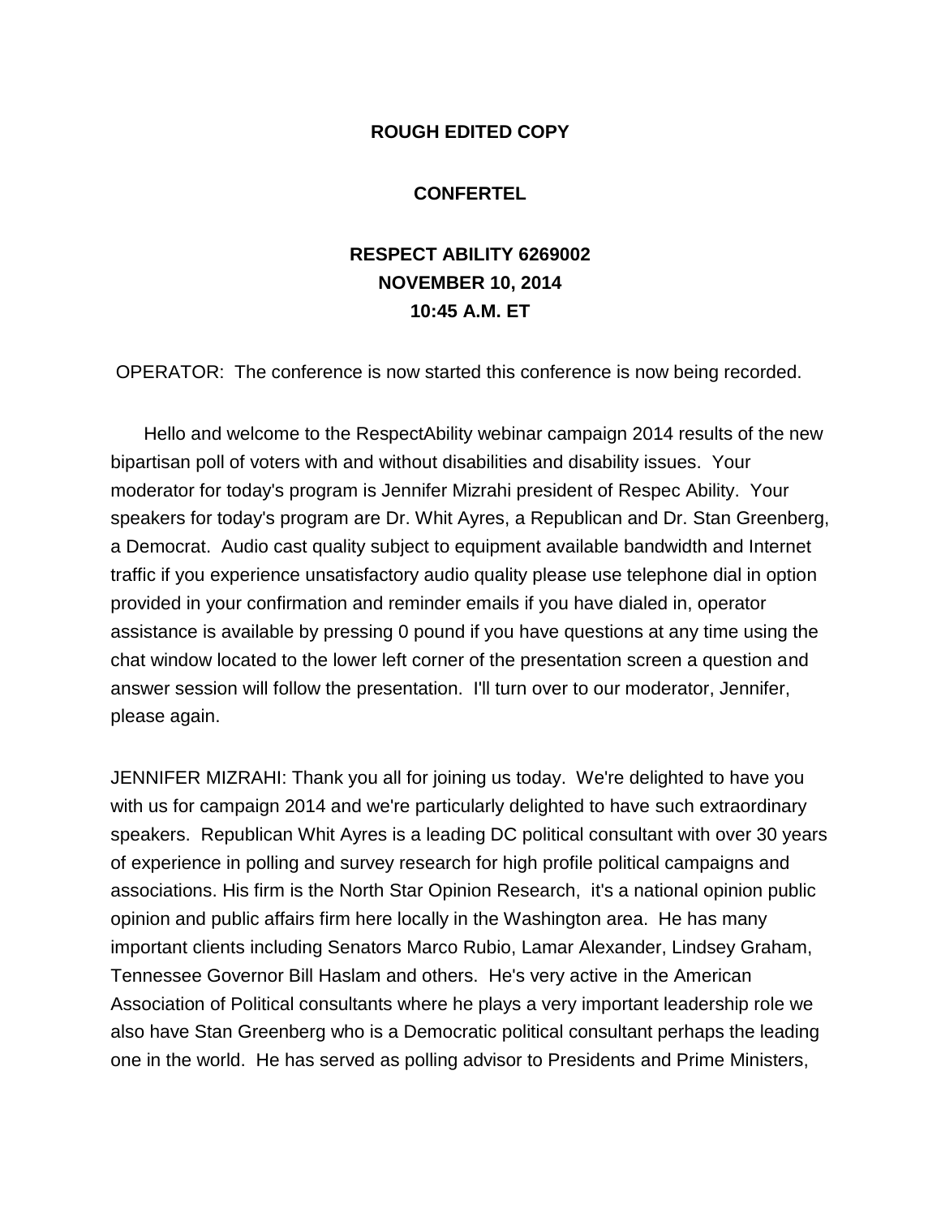**ROUGH EDITED COPY**

**CONFERTEL**

**RESPECT ABILITY 6269002**
**NOVEMBER 10, 2014**
**10:45 A.M. ET**

OPERATOR: The conference is now started this conference is now being recorded.

Hello and welcome to the RespectAbility webinar campaign 2014 results of the new bipartisan poll of voters with and without disabilities and disability issues. Your moderator for today's program is Jennifer Mizrahi president of Respec Ability. Your speakers for today's program are Dr. Whit Ayres, a Republican and Dr. Stan Greenberg, a Democrat. Audio cast quality subject to equipment available bandwidth and Internet traffic if you experience unsatisfactory audio quality please use telephone dial in option provided in your confirmation and reminder emails if you have dialed in, operator assistance is available by pressing 0 pound if you have questions at any time using the chat window located to the lower left corner of the presentation screen a question and answer session will follow the presentation. I'll turn over to our moderator, Jennifer, please again.

JENNIFER MIZRAHI: Thank you all for joining us today. We're delighted to have you with us for campaign 2014 and we're particularly delighted to have such extraordinary speakers. Republican Whit Ayres is a leading DC political consultant with over 30 years of experience in polling and survey research for high profile political campaigns and associations. His firm is the North Star Opinion Research, it's a national opinion public opinion and public affairs firm here locally in the Washington area. He has many important clients including Senators Marco Rubio, Lamar Alexander, Lindsey Graham, Tennessee Governor Bill Haslam and others. He's very active in the American Association of Political consultants where he plays a very important leadership role we also have Stan Greenberg who is a Democratic political consultant perhaps the leading one in the world. He has served as polling advisor to Presidents and Prime Ministers,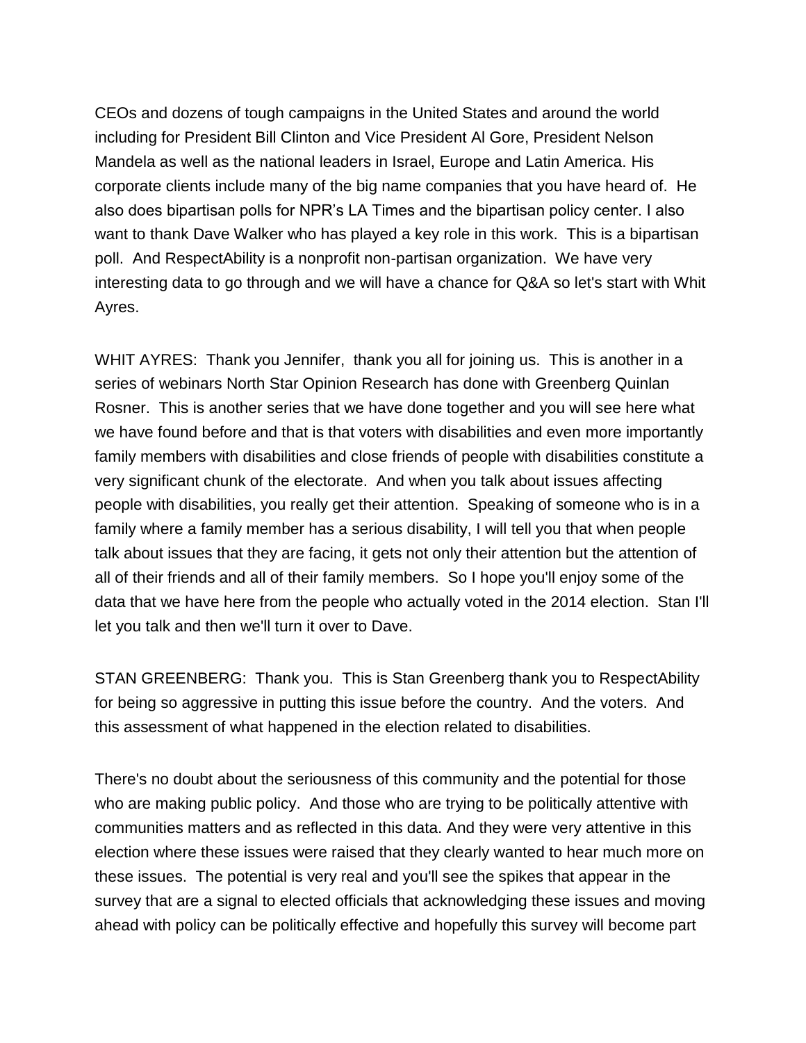CEOs and dozens of tough campaigns in the United States and around the world including for President Bill Clinton and Vice President Al Gore, President Nelson Mandela as well as the national leaders in Israel, Europe and Latin America. His corporate clients include many of the big name companies that you have heard of. He also does bipartisan polls for NPR's LA Times and the bipartisan policy center. I also want to thank Dave Walker who has played a key role in this work. This is a bipartisan poll. And RespectAbility is a nonprofit non-partisan organization. We have very interesting data to go through and we will have a chance for Q&A so let's start with Whit Ayres.

WHIT AYRES: Thank you Jennifer, thank you all for joining us. This is another in a series of webinars North Star Opinion Research has done with Greenberg Quinlan Rosner. This is another series that we have done together and you will see here what we have found before and that is that voters with disabilities and even more importantly family members with disabilities and close friends of people with disabilities constitute a very significant chunk of the electorate. And when you talk about issues affecting people with disabilities, you really get their attention. Speaking of someone who is in a family where a family member has a serious disability, I will tell you that when people talk about issues that they are facing, it gets not only their attention but the attention of all of their friends and all of their family members. So I hope you'll enjoy some of the data that we have here from the people who actually voted in the 2014 election. Stan I'll let you talk and then we'll turn it over to Dave.

STAN GREENBERG: Thank you. This is Stan Greenberg thank you to RespectAbility for being so aggressive in putting this issue before the country. And the voters. And this assessment of what happened in the election related to disabilities.

There's no doubt about the seriousness of this community and the potential for those who are making public policy. And those who are trying to be politically attentive with communities matters and as reflected in this data. And they were very attentive in this election where these issues were raised that they clearly wanted to hear much more on these issues. The potential is very real and you'll see the spikes that appear in the survey that are a signal to elected officials that acknowledging these issues and moving ahead with policy can be politically effective and hopefully this survey will become part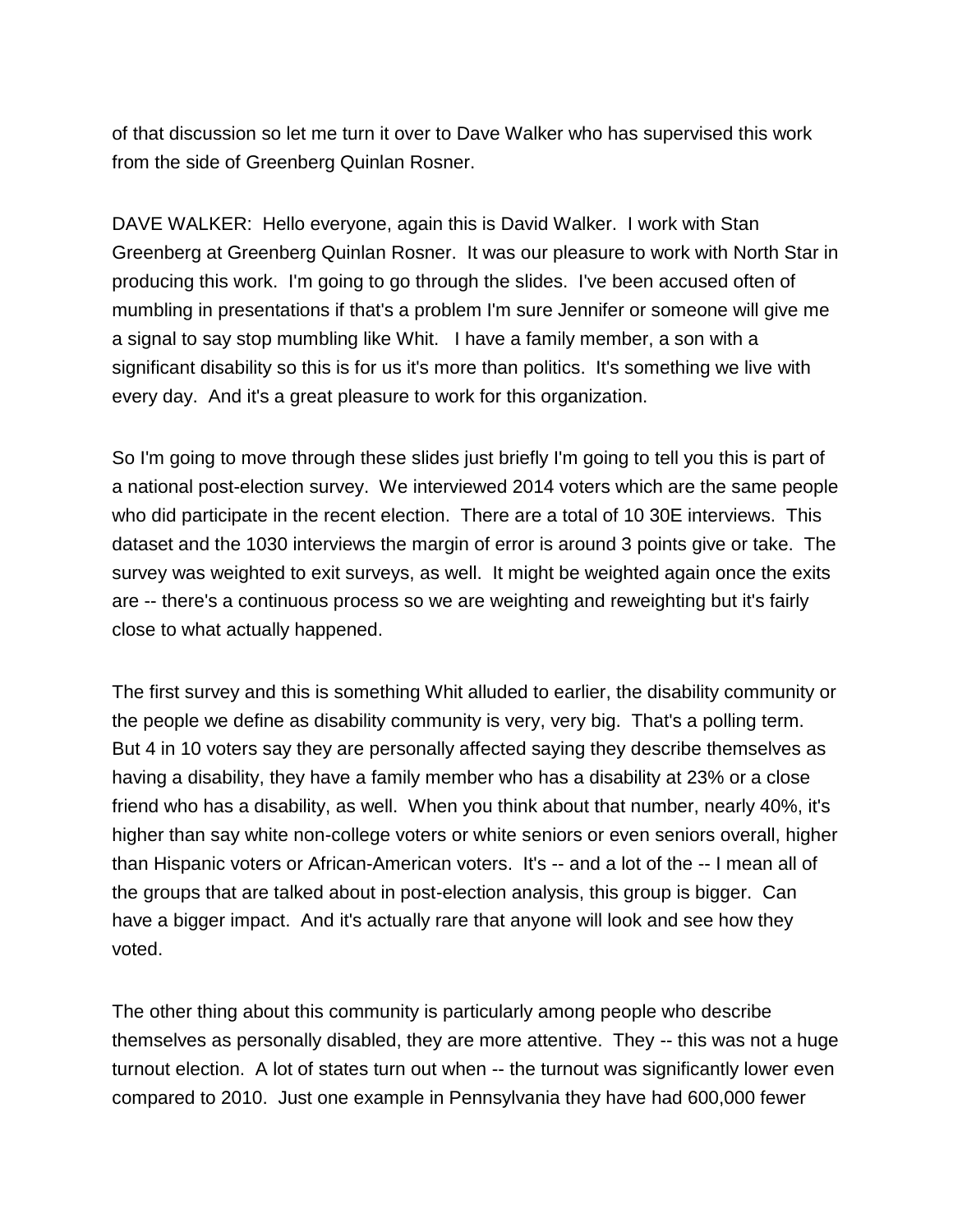of that discussion so let me turn it over to Dave Walker who has supervised this work from the side of Greenberg Quinlan Rosner.

DAVE WALKER: Hello everyone, again this is David Walker. I work with Stan Greenberg at Greenberg Quinlan Rosner. It was our pleasure to work with North Star in producing this work. I'm going to go through the slides. I've been accused often of mumbling in presentations if that's a problem I'm sure Jennifer or someone will give me a signal to say stop mumbling like Whit. I have a family member, a son with a significant disability so this is for us it's more than politics. It's something we live with every day. And it's a great pleasure to work for this organization.

So I'm going to move through these slides just briefly I'm going to tell you this is part of a national post-election survey. We interviewed 2014 voters which are the same people who did participate in the recent election. There are a total of 10 30E interviews. This dataset and the 1030 interviews the margin of error is around 3 points give or take. The survey was weighted to exit surveys, as well. It might be weighted again once the exits are -- there's a continuous process so we are weighting and reweighting but it's fairly close to what actually happened.

The first survey and this is something Whit alluded to earlier, the disability community or the people we define as disability community is very, very big. That's a polling term. But 4 in 10 voters say they are personally affected saying they describe themselves as having a disability, they have a family member who has a disability at 23% or a close friend who has a disability, as well. When you think about that number, nearly 40%, it's higher than say white non-college voters or white seniors or even seniors overall, higher than Hispanic voters or African-American voters. It's -- and a lot of the -- I mean all of the groups that are talked about in post-election analysis, this group is bigger. Can have a bigger impact. And it's actually rare that anyone will look and see how they voted.

The other thing about this community is particularly among people who describe themselves as personally disabled, they are more attentive. They -- this was not a huge turnout election. A lot of states turn out when -- the turnout was significantly lower even compared to 2010. Just one example in Pennsylvania they have had 600,000 fewer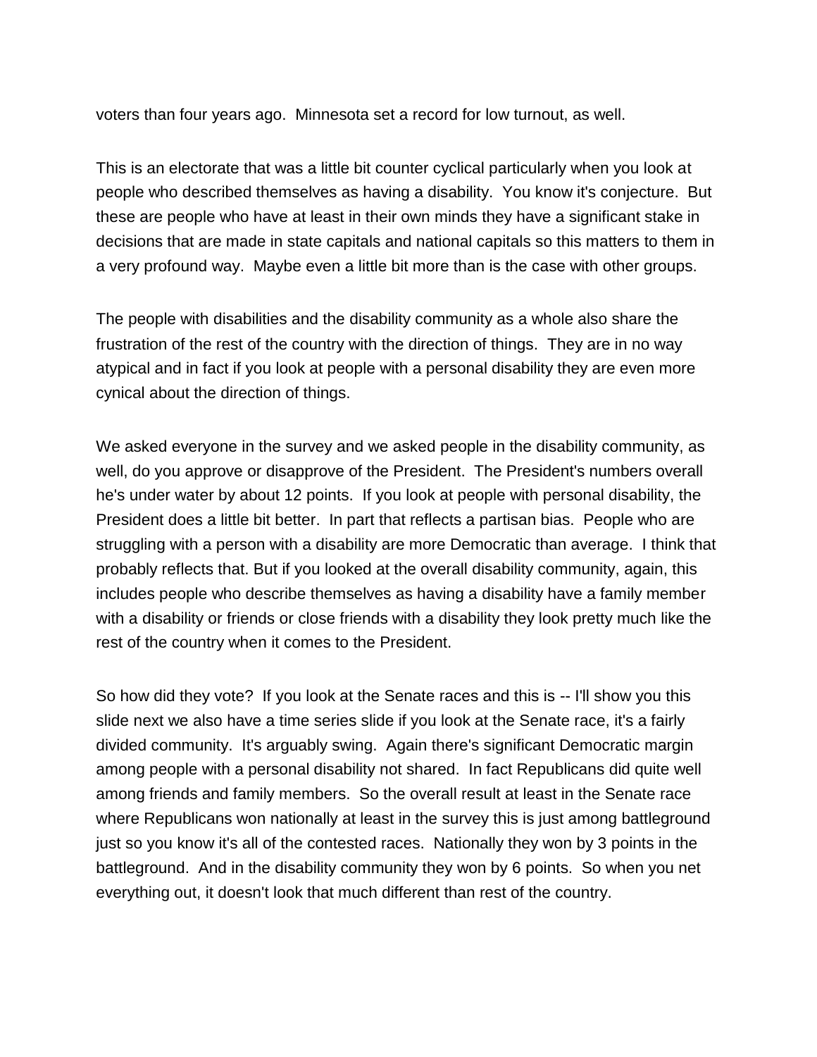voters than four years ago. Minnesota set a record for low turnout, as well.

This is an electorate that was a little bit counter cyclical particularly when you look at people who described themselves as having a disability. You know it's conjecture. But these are people who have at least in their own minds they have a significant stake in decisions that are made in state capitals and national capitals so this matters to them in a very profound way. Maybe even a little bit more than is the case with other groups.

The people with disabilities and the disability community as a whole also share the frustration of the rest of the country with the direction of things. They are in no way atypical and in fact if you look at people with a personal disability they are even more cynical about the direction of things.

We asked everyone in the survey and we asked people in the disability community, as well, do you approve or disapprove of the President. The President's numbers overall he's under water by about 12 points. If you look at people with personal disability, the President does a little bit better. In part that reflects a partisan bias. People who are struggling with a person with a disability are more Democratic than average. I think that probably reflects that. But if you looked at the overall disability community, again, this includes people who describe themselves as having a disability have a family member with a disability or friends or close friends with a disability they look pretty much like the rest of the country when it comes to the President.

So how did they vote? If you look at the Senate races and this is -- I'll show you this slide next we also have a time series slide if you look at the Senate race, it's a fairly divided community. It's arguably swing. Again there's significant Democratic margin among people with a personal disability not shared. In fact Republicans did quite well among friends and family members. So the overall result at least in the Senate race where Republicans won nationally at least in the survey this is just among battleground just so you know it's all of the contested races. Nationally they won by 3 points in the battleground. And in the disability community they won by 6 points. So when you net everything out, it doesn't look that much different than rest of the country.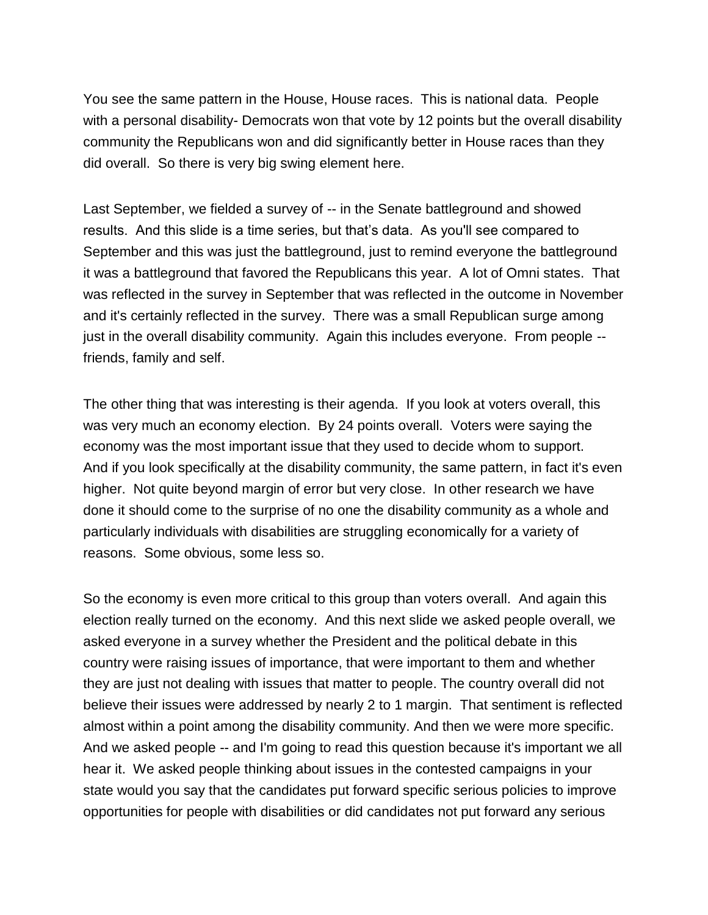You see the same pattern in the House, House races. This is national data. People with a personal disability- Democrats won that vote by 12 points but the overall disability community the Republicans won and did significantly better in House races than they did overall. So there is very big swing element here.

Last September, we fielded a survey of -- in the Senate battleground and showed results. And this slide is a time series, but that's data. As you'll see compared to September and this was just the battleground, just to remind everyone the battleground it was a battleground that favored the Republicans this year. A lot of Omni states. That was reflected in the survey in September that was reflected in the outcome in November and it's certainly reflected in the survey. There was a small Republican surge among just in the overall disability community. Again this includes everyone. From people -- friends, family and self.

The other thing that was interesting is their agenda. If you look at voters overall, this was very much an economy election. By 24 points overall. Voters were saying the economy was the most important issue that they used to decide whom to support. And if you look specifically at the disability community, the same pattern, in fact it's even higher. Not quite beyond margin of error but very close. In other research we have done it should come to the surprise of no one the disability community as a whole and particularly individuals with disabilities are struggling economically for a variety of reasons. Some obvious, some less so.

So the economy is even more critical to this group than voters overall. And again this election really turned on the economy. And this next slide we asked people overall, we asked everyone in a survey whether the President and the political debate in this country were raising issues of importance, that were important to them and whether they are just not dealing with issues that matter to people. The country overall did not believe their issues were addressed by nearly 2 to 1 margin. That sentiment is reflected almost within a point among the disability community. And then we were more specific. And we asked people -- and I'm going to read this question because it's important we all hear it. We asked people thinking about issues in the contested campaigns in your state would you say that the candidates put forward specific serious policies to improve opportunities for people with disabilities or did candidates not put forward any serious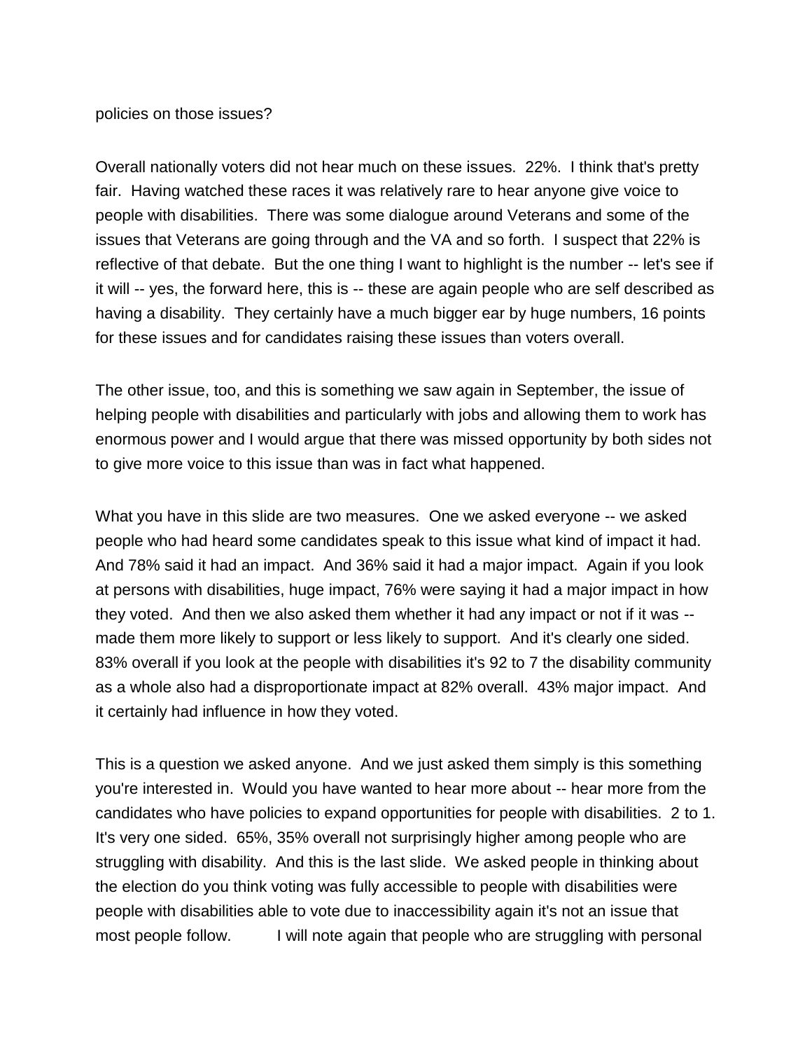policies on those issues?

Overall nationally voters did not hear much on these issues. 22%. I think that's pretty fair. Having watched these races it was relatively rare to hear anyone give voice to people with disabilities. There was some dialogue around Veterans and some of the issues that Veterans are going through and the VA and so forth. I suspect that 22% is reflective of that debate. But the one thing I want to highlight is the number -- let's see if it will -- yes, the forward here, this is -- these are again people who are self described as having a disability. They certainly have a much bigger ear by huge numbers, 16 points for these issues and for candidates raising these issues than voters overall.

The other issue, too, and this is something we saw again in September, the issue of helping people with disabilities and particularly with jobs and allowing them to work has enormous power and I would argue that there was missed opportunity by both sides not to give more voice to this issue than was in fact what happened.

What you have in this slide are two measures. One we asked everyone -- we asked people who had heard some candidates speak to this issue what kind of impact it had. And 78% said it had an impact. And 36% said it had a major impact. Again if you look at persons with disabilities, huge impact, 76% were saying it had a major impact in how they voted. And then we also asked them whether it had any impact or not if it was -- made them more likely to support or less likely to support. And it's clearly one sided. 83% overall if you look at the people with disabilities it's 92 to 7 the disability community as a whole also had a disproportionate impact at 82% overall. 43% major impact. And it certainly had influence in how they voted.

This is a question we asked anyone. And we just asked them simply is this something you're interested in. Would you have wanted to hear more about -- hear more from the candidates who have policies to expand opportunities for people with disabilities. 2 to 1. It's very one sided. 65%, 35% overall not surprisingly higher among people who are struggling with disability. And this is the last slide. We asked people in thinking about the election do you think voting was fully accessible to people with disabilities were people with disabilities able to vote due to inaccessibility again it's not an issue that most people follow. I will note again that people who are struggling with personal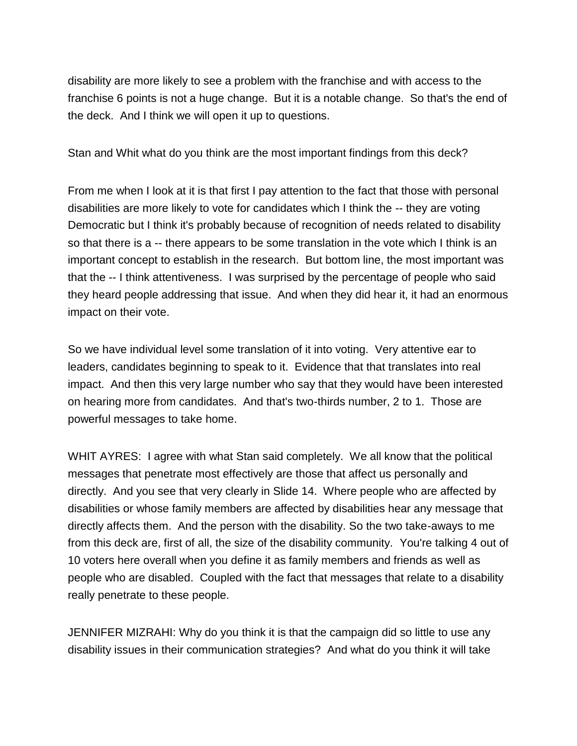disability are more likely to see a problem with the franchise and with access to the franchise 6 points is not a huge change. But it is a notable change. So that's the end of the deck. And I think we will open it up to questions.

Stan and Whit what do you think are the most important findings from this deck?

From me when I look at it is that first I pay attention to the fact that those with personal disabilities are more likely to vote for candidates which I think the -- they are voting Democratic but I think it's probably because of recognition of needs related to disability so that there is a -- there appears to be some translation in the vote which I think is an important concept to establish in the research. But bottom line, the most important was that the -- I think attentiveness. I was surprised by the percentage of people who said they heard people addressing that issue. And when they did hear it, it had an enormous impact on their vote.

So we have individual level some translation of it into voting. Very attentive ear to leaders, candidates beginning to speak to it. Evidence that that translates into real impact. And then this very large number who say that they would have been interested on hearing more from candidates. And that's two-thirds number, 2 to 1. Those are powerful messages to take home.

WHIT AYRES: I agree with what Stan said completely. We all know that the political messages that penetrate most effectively are those that affect us personally and directly. And you see that very clearly in Slide 14. Where people who are affected by disabilities or whose family members are affected by disabilities hear any message that directly affects them. And the person with the disability. So the two take-aways to me from this deck are, first of all, the size of the disability community. You're talking 4 out of 10 voters here overall when you define it as family members and friends as well as people who are disabled. Coupled with the fact that messages that relate to a disability really penetrate to these people.

JENNIFER MIZRAHI: Why do you think it is that the campaign did so little to use any disability issues in their communication strategies? And what do you think it will take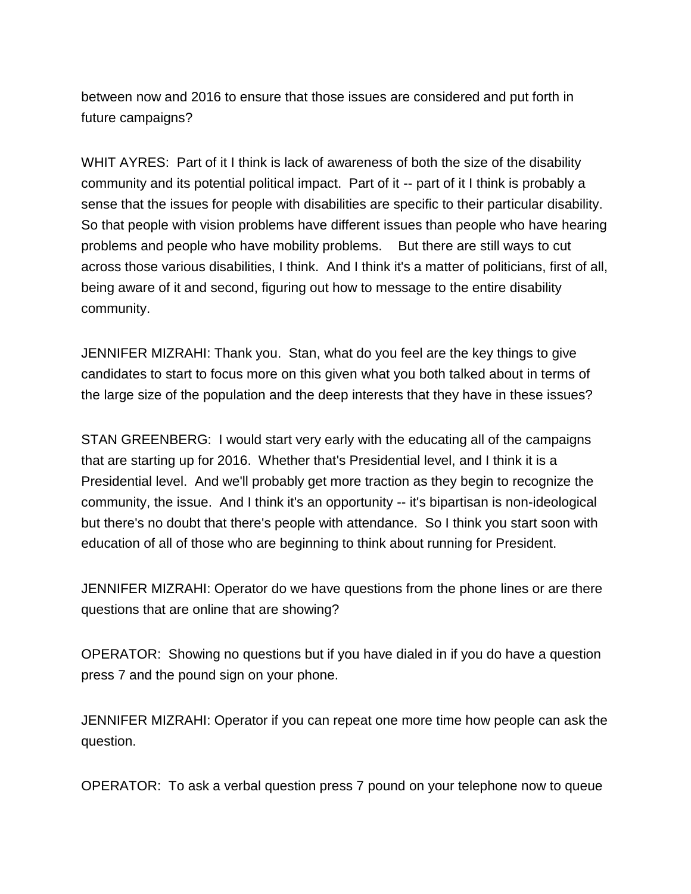between now and 2016 to ensure that those issues are considered and put forth in future campaigns?

WHIT AYRES: Part of it I think is lack of awareness of both the size of the disability community and its potential political impact. Part of it -- part of it I think is probably a sense that the issues for people with disabilities are specific to their particular disability. So that people with vision problems have different issues than people who have hearing problems and people who have mobility problems. But there are still ways to cut across those various disabilities, I think. And I think it's a matter of politicians, first of all, being aware of it and second, figuring out how to message to the entire disability community.

JENNIFER MIZRAHI: Thank you. Stan, what do you feel are the key things to give candidates to start to focus more on this given what you both talked about in terms of the large size of the population and the deep interests that they have in these issues?

STAN GREENBERG: I would start very early with the educating all of the campaigns that are starting up for 2016. Whether that's Presidential level, and I think it is a Presidential level. And we'll probably get more traction as they begin to recognize the community, the issue. And I think it's an opportunity -- it's bipartisan is non-ideological but there's no doubt that there's people with attendance. So I think you start soon with education of all of those who are beginning to think about running for President.

JENNIFER MIZRAHI: Operator do we have questions from the phone lines or are there questions that are online that are showing?

OPERATOR: Showing no questions but if you have dialed in if you do have a question press 7 and the pound sign on your phone.

JENNIFER MIZRAHI: Operator if you can repeat one more time how people can ask the question.

OPERATOR: To ask a verbal question press 7 pound on your telephone now to queue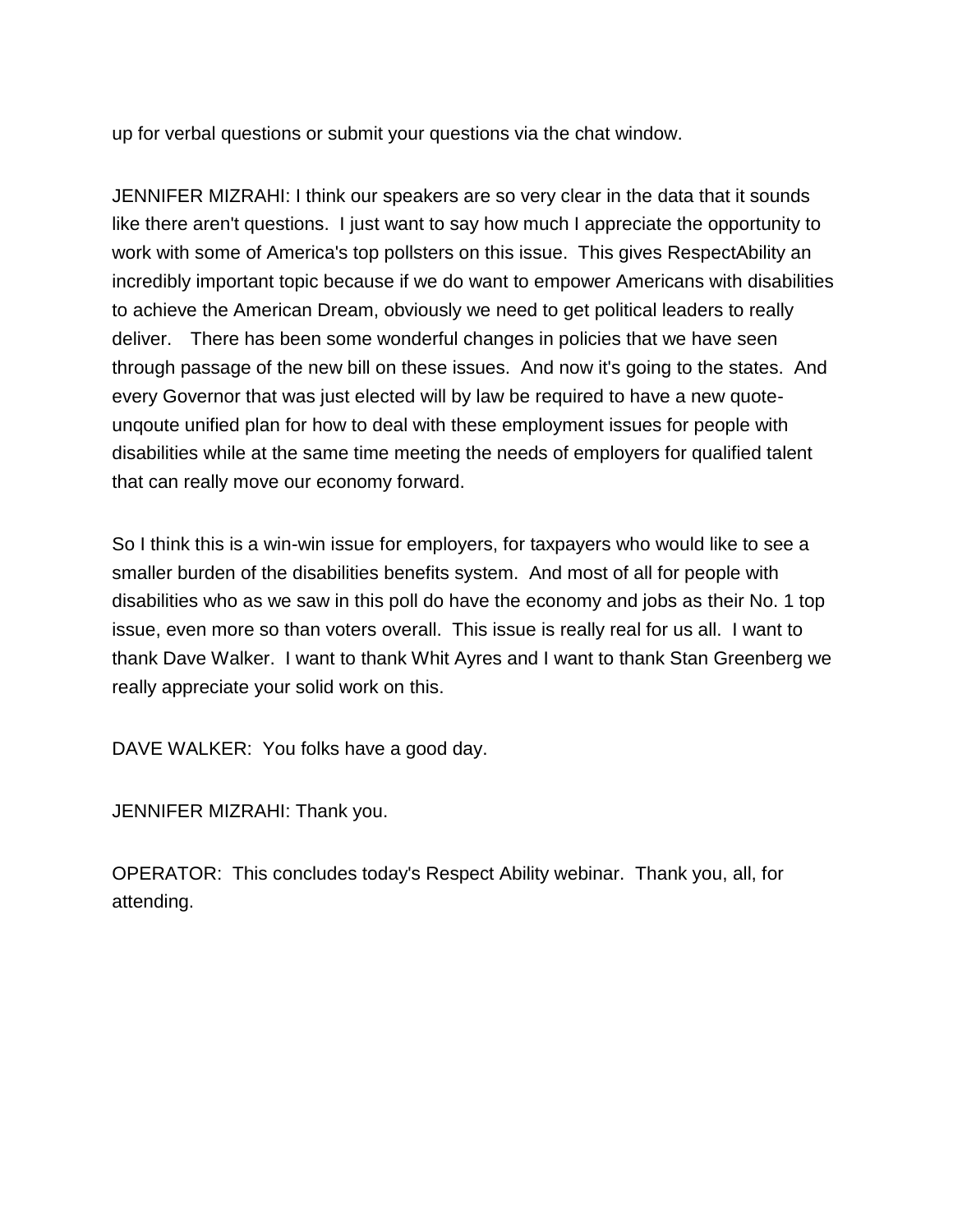up for verbal questions or submit your questions via the chat window.

JENNIFER MIZRAHI: I think our speakers are so very clear in the data that it sounds like there aren't questions. I just want to say how much I appreciate the opportunity to work with some of America's top pollsters on this issue. This gives RespectAbility an incredibly important topic because if we do want to empower Americans with disabilities to achieve the American Dream, obviously we need to get political leaders to really deliver. There has been some wonderful changes in policies that we have seen through passage of the new bill on these issues. And now it's going to the states. And every Governor that was just elected will by law be required to have a new quote-unqoute unified plan for how to deal with these employment issues for people with disabilities while at the same time meeting the needs of employers for qualified talent that can really move our economy forward.

So I think this is a win-win issue for employers, for taxpayers who would like to see a smaller burden of the disabilities benefits system. And most of all for people with disabilities who as we saw in this poll do have the economy and jobs as their No. 1 top issue, even more so than voters overall. This issue is really real for us all. I want to thank Dave Walker. I want to thank Whit Ayres and I want to thank Stan Greenberg we really appreciate your solid work on this.

DAVE WALKER: You folks have a good day.

JENNIFER MIZRAHI: Thank you.

OPERATOR: This concludes today's Respect Ability webinar. Thank you, all, for attending.